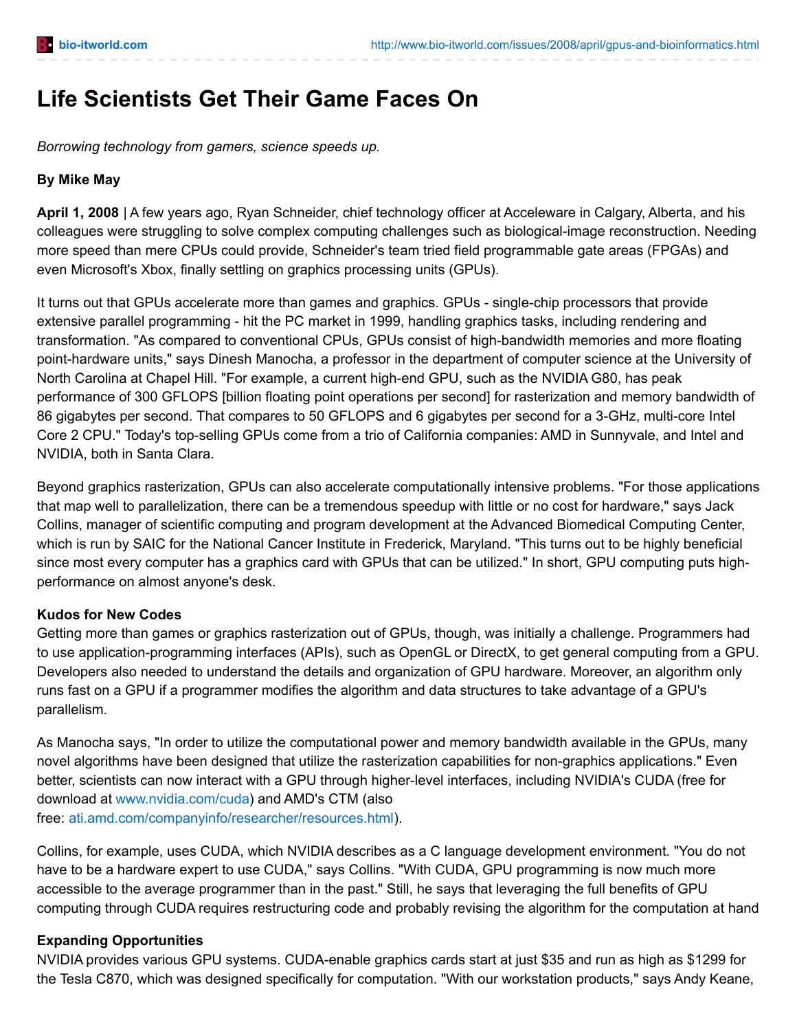# Life Scientists Get Their Game Faces On

*Borrowing technology from gamers, science speeds up.*

**By Mike May**

**April 1, 2008** | A few years ago, Ryan Schneider, chief technology officer at Acceleware in Calgary, Alberta, and his colleagues were struggling to solve complex computing challenges such as biological-image reconstruction. Needing more speed than mere CPUs could provide, Schneider's team tried field programmable gate areas (FPGAs) and even Microsoft's Xbox, finally settling on graphics processing units (GPUs).

It turns out that GPUs accelerate more than games and graphics. GPUs - single-chip processors that provide extensive parallel programming - hit the PC market in 1999, handling graphics tasks, including rendering and transformation. "As compared to conventional CPUs, GPUs consist of high-bandwidth memories and more floating point-hardware units," says Dinesh Manocha, a professor in the department of computer science at the University of North Carolina at Chapel Hill. "For example, a current high-end GPU, such as the NVIDIA G80, has peak performance of 300 GFLOPS [billion floating point operations per second] for rasterization and memory bandwidth of 86 gigabytes per second. That compares to 50 GFLOPS and 6 gigabytes per second for a 3-GHz, multi-core Intel Core 2 CPU." Today's top-selling GPUs come from a trio of California companies: AMD in Sunnyvale, and Intel and NVIDIA, both in Santa Clara.

Beyond graphics rasterization, GPUs can also accelerate computationally intensive problems. "For those applications that map well to parallelization, there can be a tremendous speedup with little or no cost for hardware," says Jack Collins, manager of scientific computing and program development at the Advanced Biomedical Computing Center, which is run by SAIC for the National Cancer Institute in Frederick, Maryland. "This turns out to be highly beneficial since most every computer has a graphics card with GPUs that can be utilized." In short, GPU computing puts high-performance on almost anyone's desk.

**Kudos for New Codes**

Getting more than games or graphics rasterization out of GPUs, though, was initially a challenge. Programmers had to use application-programming interfaces (APIs), such as OpenGL or DirectX, to get general computing from a GPU. Developers also needed to understand the details and organization of GPU hardware. Moreover, an algorithm only runs fast on a GPU if a programmer modifies the algorithm and data structures to take advantage of a GPU's parallelism.

As Manocha says, "In order to utilize the computational power and memory bandwidth available in the GPUs, many novel algorithms have been designed that utilize the rasterization capabilities for non-graphics applications." Even better, scientists can now interact with a GPU through higher-level interfaces, including NVIDIA's CUDA (free for download at www.nvidia.com/cuda) and AMD's CTM (also free: ati.amd.com/companyinfo/researcher/resources.html).

Collins, for example, uses CUDA, which NVIDIA describes as a C language development environment. "You do not have to be a hardware expert to use CUDA," says Collins. "With CUDA, GPU programming is now much more accessible to the average programmer than in the past." Still, he says that leveraging the full benefits of GPU computing through CUDA requires restructuring code and probably revising the algorithm for the computation at hand

**Expanding Opportunities**

NVIDIA provides various GPU systems. CUDA-enable graphics cards start at just $35 and run as high as $1299 for the Tesla C870, which was designed specifically for computation. "With our workstation products," says Andy Keane,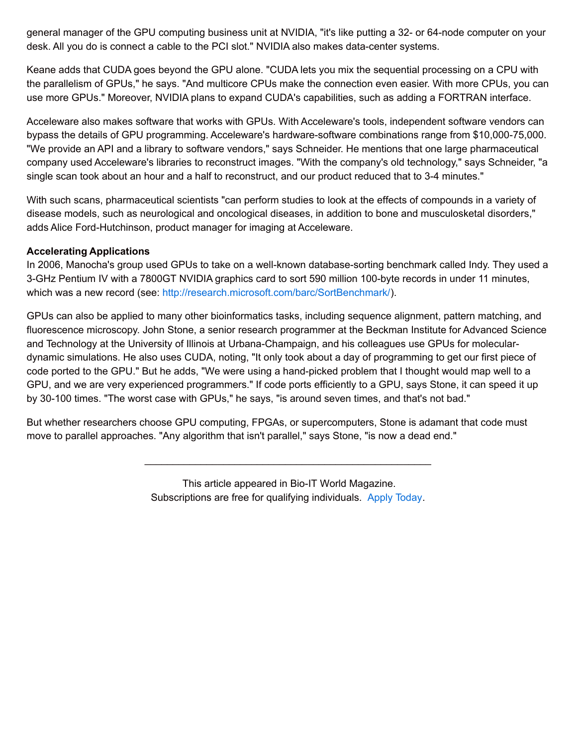general manager of the GPU computing business unit at NVIDIA, "it's like putting a 32- or 64-node computer on your desk. All you do is connect a cable to the PCI slot." NVIDIA also makes data-center systems.

Keane adds that CUDA goes beyond the GPU alone. "CUDA lets you mix the sequential processing on a CPU with the parallelism of GPUs," he says. "And multicore CPUs make the connection even easier. With more CPUs, you can use more GPUs." Moreover, NVIDIA plans to expand CUDA's capabilities, such as adding a FORTRAN interface.

Acceleware also makes software that works with GPUs. With Acceleware's tools, independent software vendors can bypass the details of GPU programming. Acceleware's hardware-software combinations range from $10,000-75,000. "We provide an API and a library to software vendors," says Schneider. He mentions that one large pharmaceutical company used Acceleware's libraries to reconstruct images. "With the company's old technology," says Schneider, "a single scan took about an hour and a half to reconstruct, and our product reduced that to 3-4 minutes."

With such scans, pharmaceutical scientists "can perform studies to look at the effects of compounds in a variety of disease models, such as neurological and oncological diseases, in addition to bone and musculosketal disorders," adds Alice Ford-Hutchinson, product manager for imaging at Acceleware.

**Accelerating Applications**

In 2006, Manocha's group used GPUs to take on a well-known database-sorting benchmark called Indy. They used a 3-GHz Pentium IV with a 7800GT NVIDIA graphics card to sort 590 million 100-byte records in under 11 minutes, which was a new record (see: http://research.microsoft.com/barc/SortBenchmark/).

GPUs can also be applied to many other bioinformatics tasks, including sequence alignment, pattern matching, and fluorescence microscopy. John Stone, a senior research programmer at the Beckman Institute for Advanced Science and Technology at the University of Illinois at Urbana-Champaign, and his colleagues use GPUs for molecular-dynamic simulations. He also uses CUDA, noting, "It only took about a day of programming to get our first piece of code ported to the GPU." But he adds, "We were using a hand-picked problem that I thought would map well to a GPU, and we are very experienced programmers." If code ports efficiently to a GPU, says Stone, it can speed it up by 30-100 times. "The worst case with GPUs," he says, "is around seven times, and that's not bad."

But whether researchers choose GPU computing, FPGAs, or supercomputers, Stone is adamant that code must move to parallel approaches. "Any algorithm that isn't parallel," says Stone, "is now a dead end."

---

This article appeared in Bio-IT World Magazine.
Subscriptions are free for qualifying individuals. Apply Today.